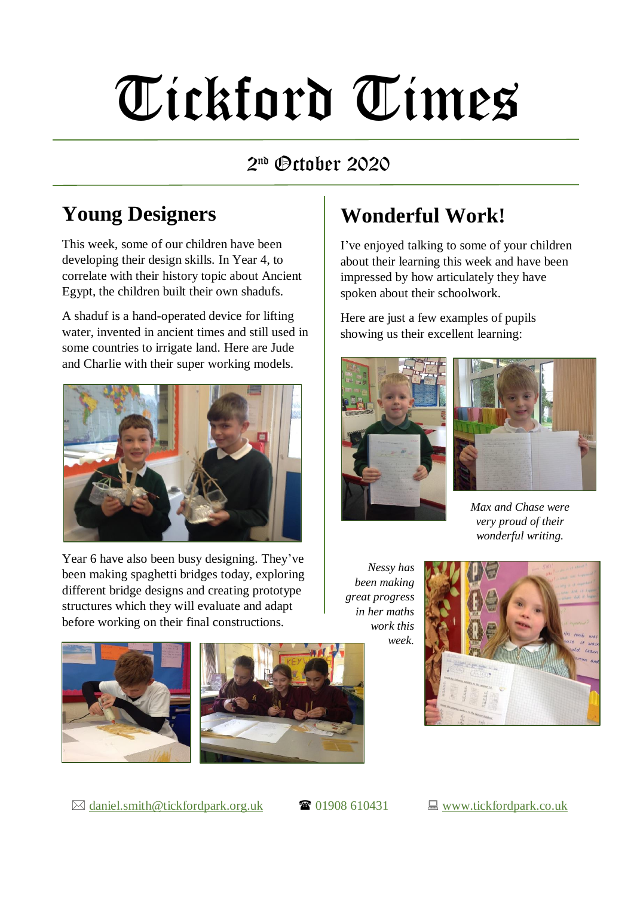# Tickford Times

2nd October 2020

## Young Designers

This week, some of our children have been developing their design skills. In Year 4, to correlate with their history topic about Ancient Egypt, the children built their own shadufs.

A shaduf is a hand-operated device for lifting water, invented in ancient times and still used in some countries to irrigate land. Here are Jude and Charlie with their super working models.

Year 6 have also been busy designing. They've been making spaghetti bridges today, exploring different bridge designs and creating prototype structures which they will evaluate and adapt before working on their final constructions.

## Wonderful Work!

I've enjoyed talking to some of your children about their learning this week and have been impressed by how articulately they have spoken about their schoolwork.

Here are just a few examples of pupils showing us their excellent learning:

*Max and Chase were very proud of their wonderful writing.*

*Nessy has been making great progress in her maths work this week.*

✉ daniel.smith@tickfordpark.org.uk ☎ 01908 610431 💻 www.tickfordpark.co.uk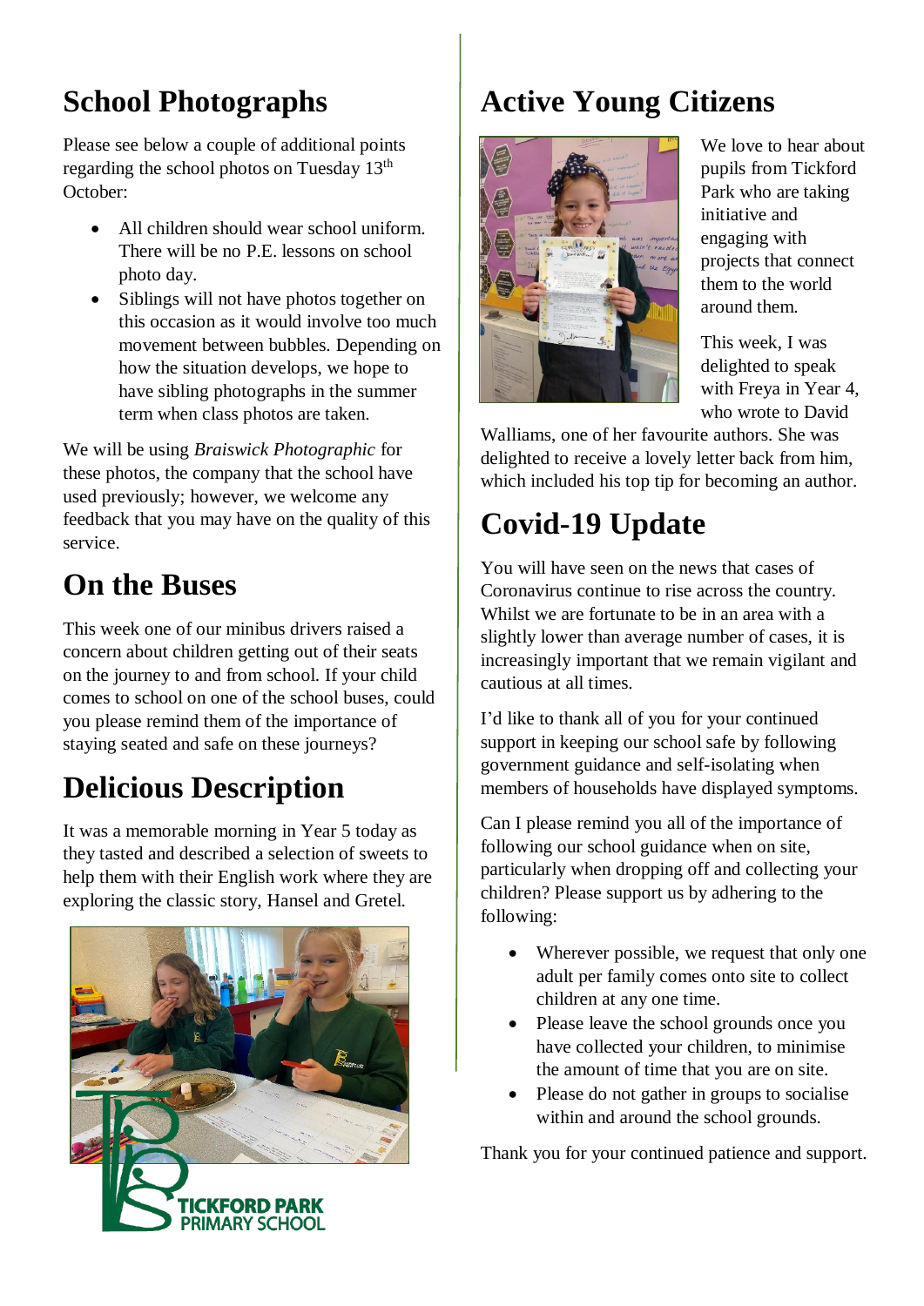## School Photographs

Please see below a couple of additional points regarding the school photos on Tuesday 13th October:

- All children should wear school uniform. There will be no P.E. lessons on school photo day.
- Siblings will not have photos together on this occasion as it would involve too much movement between bubbles. Depending on how the situation develops, we hope to have sibling photographs in the summer term when class photos are taken.

We will be using *Braiswick Photographic* for these photos, the company that the school have used previously; however, we welcome any feedback that you may have on the quality of this service.

## On the Buses

This week one of our minibus drivers raised a concern about children getting out of their seats on the journey to and from school. If your child comes to school on one of the school buses, could you please remind them of the importance of staying seated and safe on these journeys?

## Delicious Description

It was a memorable morning in Year 5 today as they tasted and described a selection of sweets to help them with their English work where they are exploring the classic story, Hansel and Gretel.

TICKFORD PARK PRIMARY SCHOOL

## Active Young Citizens

We love to hear about pupils from Tickford Park who are taking initiative and engaging with projects that connect them to the world around them.

This week, I was delighted to speak with Freya in Year 4, who wrote to David Walliams, one of her favourite authors. She was delighted to receive a lovely letter back from him, which included his top tip for becoming an author.

## Covid-19 Update

You will have seen on the news that cases of Coronavirus continue to rise across the country. Whilst we are fortunate to be in an area with a slightly lower than average number of cases, it is increasingly important that we remain vigilant and cautious at all times.

I'd like to thank all of you for your continued support in keeping our school safe by following government guidance and self-isolating when members of households have displayed symptoms.

Can I please remind you all of the importance of following our school guidance when on site, particularly when dropping off and collecting your children? Please support us by adhering to the following:

- Wherever possible, we request that only one adult per family comes onto site to collect children at any one time.
- Please leave the school grounds once you have collected your children, to minimise the amount of time that you are on site.
- Please do not gather in groups to socialise within and around the school grounds.

Thank you for your continued patience and support.